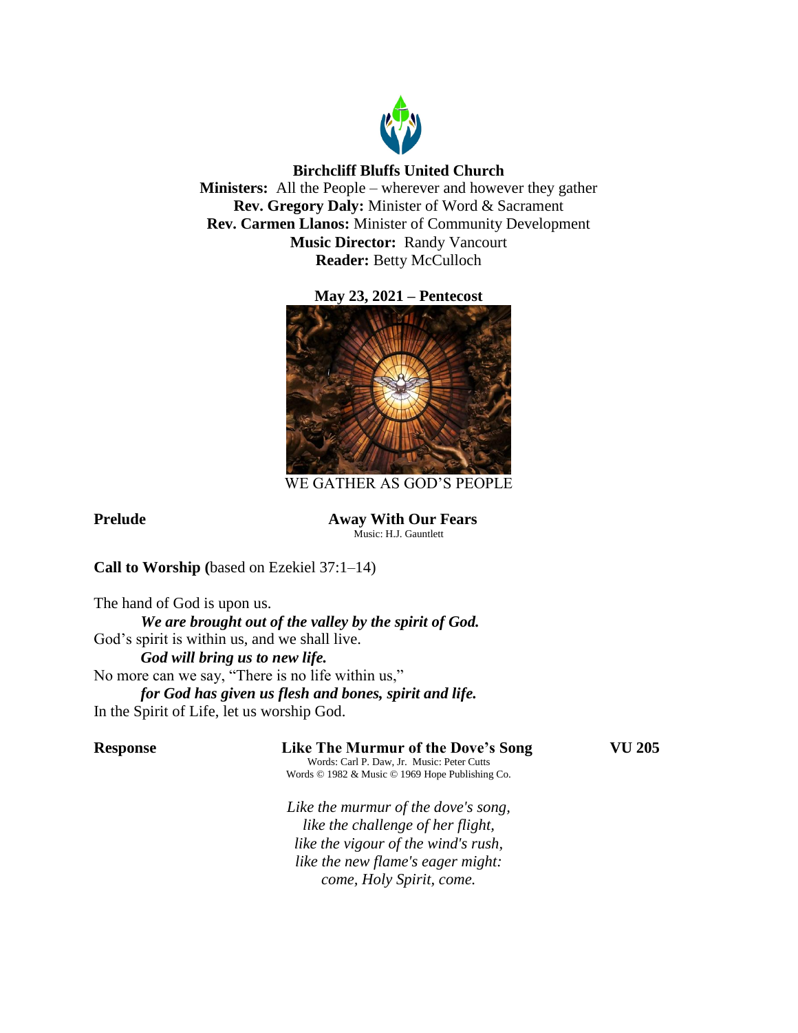**Birchcliff Bluffs United Church**

**Ministers:** All the People – wherever and however they gather
**Rev. Gregory Daly:** Minister of Word & Sacrament
**Rev. Carmen Llanos:** Minister of Community Development
**Music Director:** Randy Vancourt
**Reader:** Betty McCulloch

**May 23, 2021 – Pentecost**

WE GATHER AS GOD'S PEOPLE

**Prelude** **Away With Our Fears**
Music: H.J. Gauntlett

**Call to Worship (**based on Ezekiel 37:1–14)

The hand of God is upon us.
*We are brought out of the valley by the spirit of God.*
God's spirit is within us, and we shall live.
*God will bring us to new life.*
No more can we say, "There is no life within us,"
*for God has given us flesh and bones, spirit and life.*
In the Spirit of Life, let us worship God.

**Response** **Like The Murmur of the Dove's Song** **VU 205**
Words: Carl P. Daw, Jr. Music: Peter Cutts
Words © 1982 & Music © 1969 Hope Publishing Co.

*Like the murmur of the dove's song,*
*like the challenge of her flight,*
*like the vigour of the wind's rush,*
*like the new flame's eager might:*
*come, Holy Spirit, come.*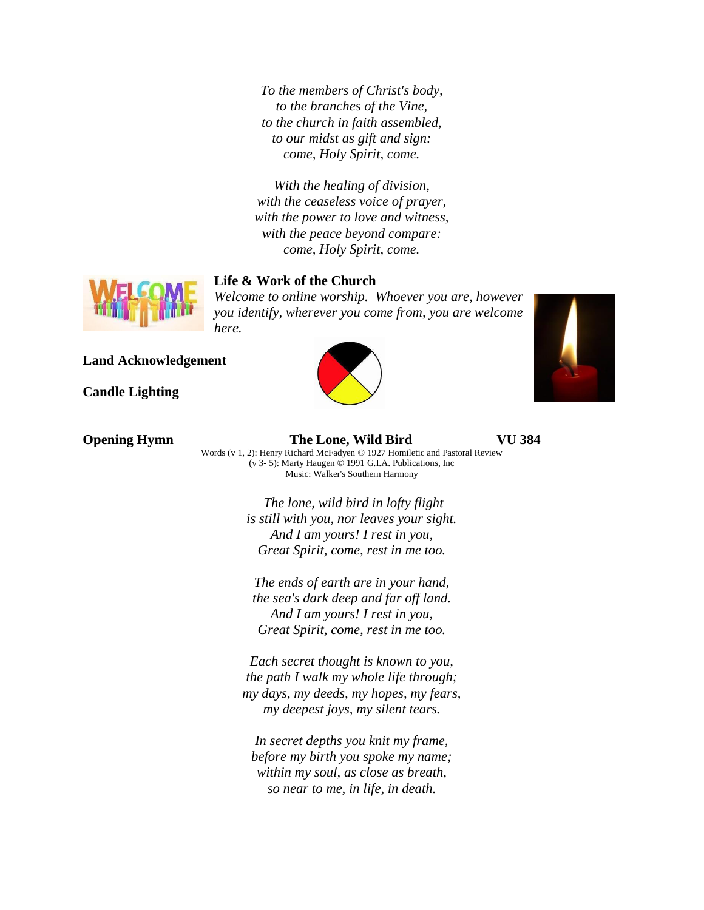*To the members of Christ's body,*
*to the branches of the Vine,*
*to the church in faith assembled,*
*to our midst as gift and sign:*
*come, Holy Spirit, come.*

*With the healing of division,*
*with the ceaseless voice of prayer,*
*with the power to love and witness,*
*with the peace beyond compare:*
*come, Holy Spirit, come.*

**Life & Work of the Church**

*Welcome to online worship. Whoever you are, however you identify, wherever you come from, you are welcome here.*

**Land Acknowledgement**

**Candle Lighting**

**Opening Hymn** **The Lone, Wild Bird** **VU 384**

Words (v 1, 2): Henry Richard McFadyen © 1927 Homiletic and Pastoral Review
(v 3- 5): Marty Haugen © 1991 G.I.A. Publications, Inc
Music: Walker's Southern Harmony

*The lone, wild bird in lofty flight*
*is still with you, nor leaves your sight.*
*And I am yours! I rest in you,*
*Great Spirit, come, rest in me too.*

*The ends of earth are in your hand,*
*the sea's dark deep and far off land.*
*And I am yours! I rest in you,*
*Great Spirit, come, rest in me too.*

*Each secret thought is known to you,*
*the path I walk my whole life through;*
*my days, my deeds, my hopes, my fears,*
*my deepest joys, my silent tears.*

*In secret depths you knit my frame,*
*before my birth you spoke my name;*
*within my soul, as close as breath,*
*so near to me, in life, in death.*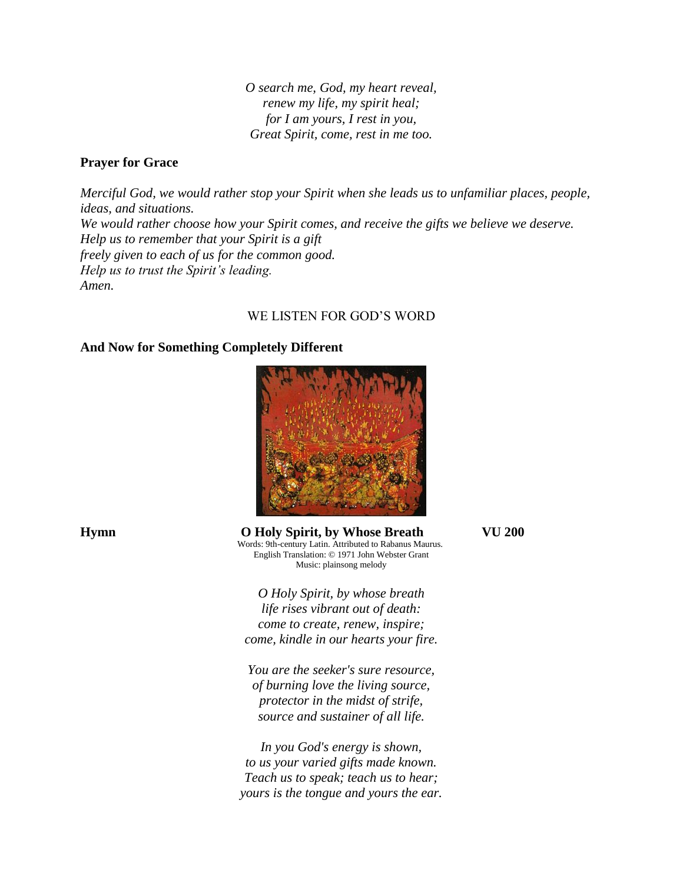*O search me, God, my heart reveal,*
*renew my life, my spirit heal;*
*for I am yours, I rest in you,*
*Great Spirit, come, rest in me too.*

**Prayer for Grace**

*Merciful God, we would rather stop your Spirit when she leads us to unfamiliar places, people, ideas, and situations.*
*We would rather choose how your Spirit comes, and receive the gifts we believe we deserve.*
*Help us to remember that your Spirit is a gift*
*freely given to each of us for the common good.*
*Help us to trust the Spirit's leading.*
*Amen.*

WE LISTEN FOR GOD'S WORD

**And Now for Something Completely Different**

**Hymn** **O Holy Spirit, by Whose Breath** **VU 200**

Words: 9th-century Latin. Attributed to Rabanus Maurus.
English Translation: © 1971 John Webster Grant
Music: plainsong melody

*O Holy Spirit, by whose breath*
*life rises vibrant out of death:*
*come to create, renew, inspire;*
*come, kindle in our hearts your fire.*

*You are the seeker's sure resource,*
*of burning love the living source,*
*protector in the midst of strife,*
*source and sustainer of all life.*

*In you God's energy is shown,*
*to us your varied gifts made known.*
*Teach us to speak; teach us to hear;*
*yours is the tongue and yours the ear.*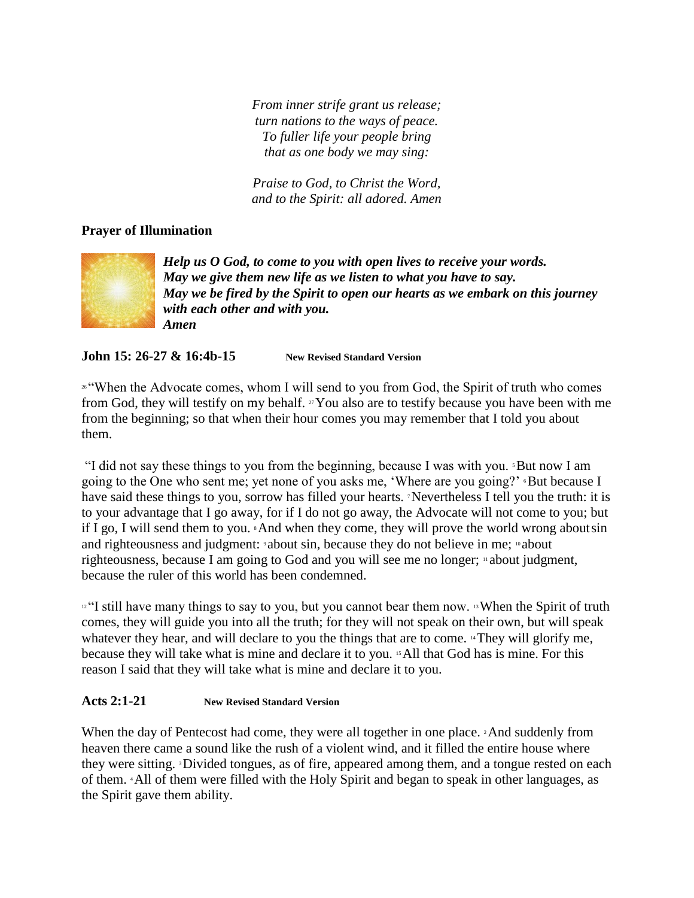*From inner strife grant us release;*
*turn nations to the ways of peace.*
*To fuller life your people bring*
*that as one body we may sing:*

*Praise to God, to Christ the Word,*
*and to the Spirit: all adored. Amen*

**Prayer of Illumination**

***Help us O God, to come to you with open lives to receive your words.***
***May we give them new life as we listen to what you have to say.***
***May we be fired by the Spirit to open our hearts as we embark on this journey with each other and with you.***
***Amen***

**John 15: 26-27 & 16:4b-15** **New Revised Standard Version**

[26] "When the Advocate comes, whom I will send to you from God, the Spirit of truth who comes from God, they will testify on my behalf. [27] You also are to testify because you have been with me from the beginning; so that when their hour comes you may remember that I told you about them.

"I did not say these things to you from the beginning, because I was with you. [5] But now I am going to the One who sent me; yet none of you asks me, 'Where are you going?' [6] But because I have said these things to you, sorrow has filled your hearts. [7] Nevertheless I tell you the truth: it is to your advantage that I go away, for if I do not go away, the Advocate will not come to you; but if I go, I will send them to you. [8] And when they come, they will prove the world wrong about sin and righteousness and judgment: [9] about sin, because they do not believe in me; [10] about righteousness, because I am going to God and you will see me no longer; [11] about judgment, because the ruler of this world has been condemned.

[12] "I still have many things to say to you, but you cannot bear them now. [13] When the Spirit of truth comes, they will guide you into all the truth; for they will not speak on their own, but will speak whatever they hear, and will declare to you the things that are to come. [14] They will glorify me, because they will take what is mine and declare it to you. [15] All that God has is mine. For this reason I said that they will take what is mine and declare it to you.

**Acts 2:1-21** **New Revised Standard Version**

When the day of Pentecost had come, they were all together in one place. [2] And suddenly from heaven there came a sound like the rush of a violent wind, and it filled the entire house where they were sitting. [3] Divided tongues, as of fire, appeared among them, and a tongue rested on each of them. [4] All of them were filled with the Holy Spirit and began to speak in other languages, as the Spirit gave them ability.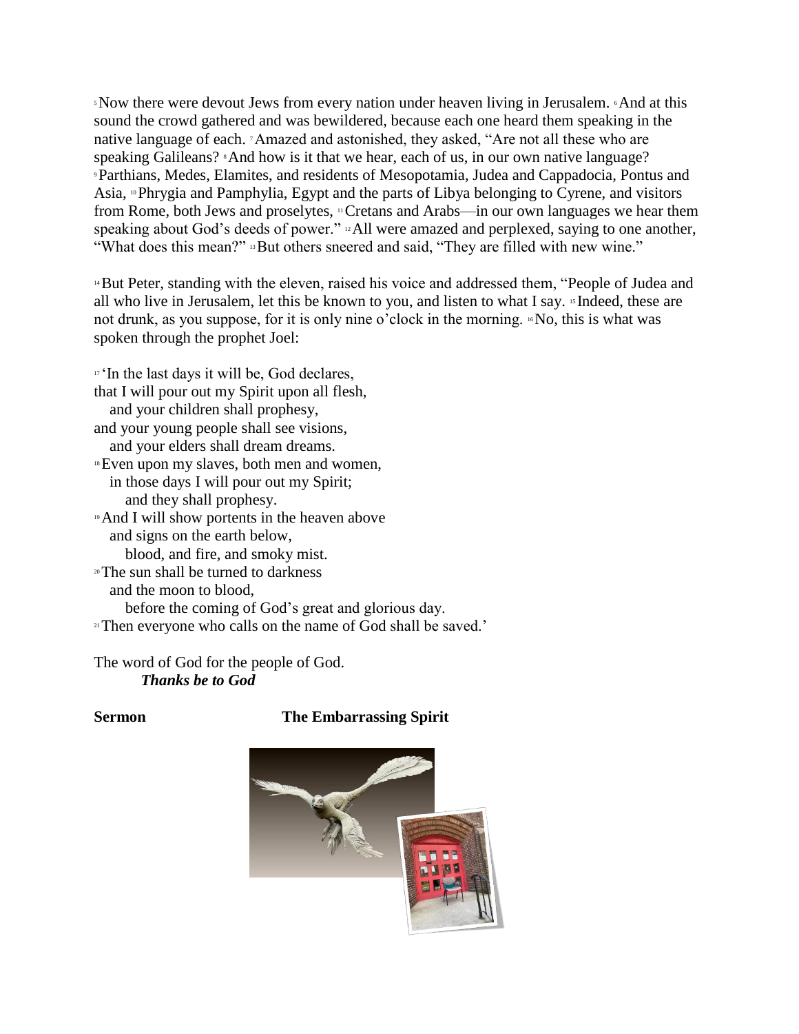[5] Now there were devout Jews from every nation under heaven living in Jerusalem. [6] And at this sound the crowd gathered and was bewildered, because each one heard them speaking in the native language of each. [7] Amazed and astonished, they asked, "Are not all these who are speaking Galileans? [8] And how is it that we hear, each of us, in our own native language? [9] Parthians, Medes, Elamites, and residents of Mesopotamia, Judea and Cappadocia, Pontus and Asia, [10] Phrygia and Pamphylia, Egypt and the parts of Libya belonging to Cyrene, and visitors from Rome, both Jews and proselytes, [11] Cretans and Arabs—in our own languages we hear them speaking about God's deeds of power." [12] All were amazed and perplexed, saying to one another, "What does this mean?" [13] But others sneered and said, "They are filled with new wine."

[14] But Peter, standing with the eleven, raised his voice and addressed them, "People of Judea and all who live in Jerusalem, let this be known to you, and listen to what I say. [15] Indeed, these are not drunk, as you suppose, for it is only nine o'clock in the morning. [16] No, this is what was spoken through the prophet Joel:

[17] 'In the last days it will be, God declares,  
that I will pour out my Spirit upon all flesh,  
  and your children shall prophesy,  
and your young people shall see visions,  
  and your elders shall dream dreams.  
[18] Even upon my slaves, both men and women,  
  in those days I will pour out my Spirit;  
    and they shall prophesy.  
[19] And I will show portents in the heaven above  
  and signs on the earth below,  
    blood, and fire, and smoky mist.  
[20] The sun shall be turned to darkness  
  and the moon to blood,  
    before the coming of God's great and glorious day.  
[21] Then everyone who calls on the name of God shall be saved.'

The word of God for the people of God.  
***Thanks be to God***

**Sermon** **The Embarrassing Spirit**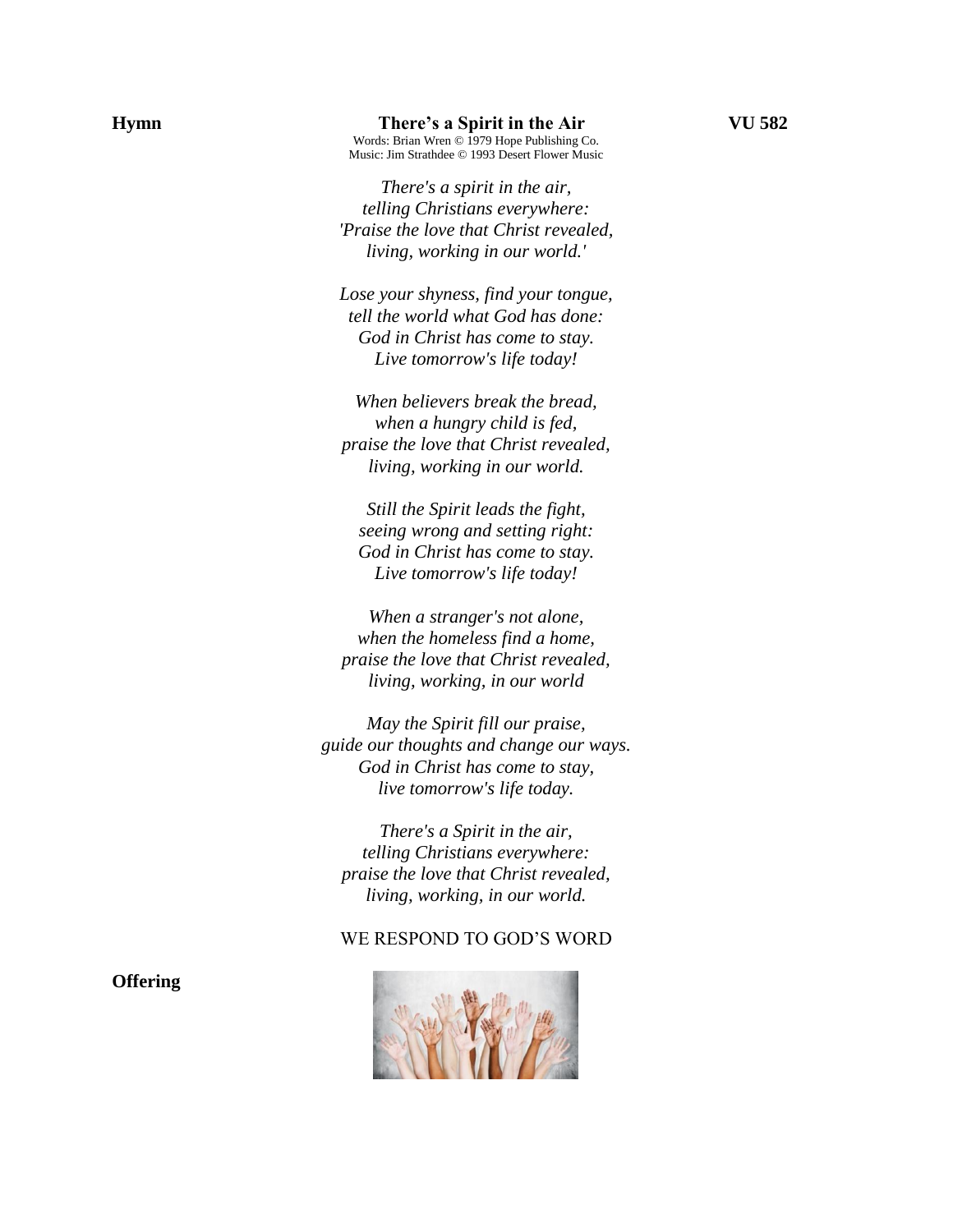**Hymn** **There's a Spirit in the Air** **VU 582**

Words: Brian Wren © 1979 Hope Publishing Co.
Music: Jim Strathdee © 1993 Desert Flower Music

*There's a spirit in the air,*
*telling Christians everywhere:*
*'Praise the love that Christ revealed,*
*living, working in our world.'*

*Lose your shyness, find your tongue,*
*tell the world what God has done:*
*God in Christ has come to stay.*
*Live tomorrow's life today!*

*When believers break the bread,*
*when a hungry child is fed,*
*praise the love that Christ revealed,*
*living, working in our world.*

*Still the Spirit leads the fight,*
*seeing wrong and setting right:*
*God in Christ has come to stay.*
*Live tomorrow's life today!*

*When a stranger's not alone,*
*when the homeless find a home,*
*praise the love that Christ revealed,*
*living, working, in our world*

*May the Spirit fill our praise,*
*guide our thoughts and change our ways.*
*God in Christ has come to stay,*
*live tomorrow's life today.*

*There's a Spirit in the air,*
*telling Christians everywhere:*
*praise the love that Christ revealed,*
*living, working, in our world.*

WE RESPOND TO GOD'S WORD

**Offering**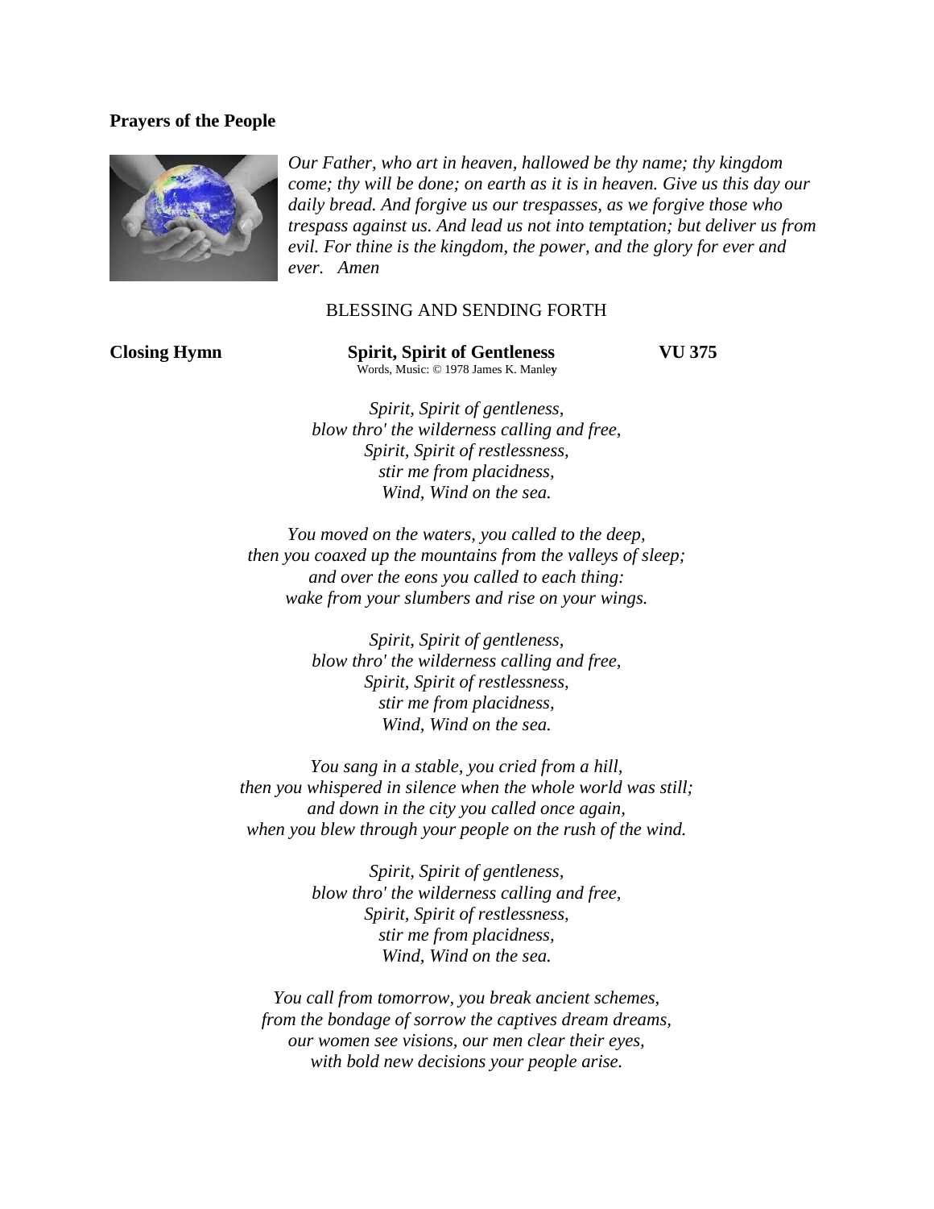**Prayers of the People**

*Our Father, who art in heaven, hallowed be thy name; thy kingdom come; thy will be done; on earth as it is in heaven. Give us this day our daily bread. And forgive us our trespasses, as we forgive those who trespass against us. And lead us not into temptation; but deliver us from evil. For thine is the kingdom, the power, and the glory for ever and ever. Amen*

BLESSING AND SENDING FORTH

**Closing Hymn** **Spirit, Spirit of Gentleness** **VU 375**

Words, Music: © 1978 James K. Manley

*Spirit, Spirit of gentleness,*
*blow thro' the wilderness calling and free,*
*Spirit, Spirit of restlessness,*
*stir me from placidness,*
*Wind, Wind on the sea.*

*You moved on the waters, you called to the deep,*
*then you coaxed up the mountains from the valleys of sleep;*
*and over the eons you called to each thing:*
*wake from your slumbers and rise on your wings.*

*Spirit, Spirit of gentleness,*
*blow thro' the wilderness calling and free,*
*Spirit, Spirit of restlessness,*
*stir me from placidness,*
*Wind, Wind on the sea.*

*You sang in a stable, you cried from a hill,*
*then you whispered in silence when the whole world was still;*
*and down in the city you called once again,*
*when you blew through your people on the rush of the wind.*

*Spirit, Spirit of gentleness,*
*blow thro' the wilderness calling and free,*
*Spirit, Spirit of restlessness,*
*stir me from placidness,*
*Wind, Wind on the sea.*

*You call from tomorrow, you break ancient schemes,*
*from the bondage of sorrow the captives dream dreams,*
*our women see visions, our men clear their eyes,*
*with bold new decisions your people arise.*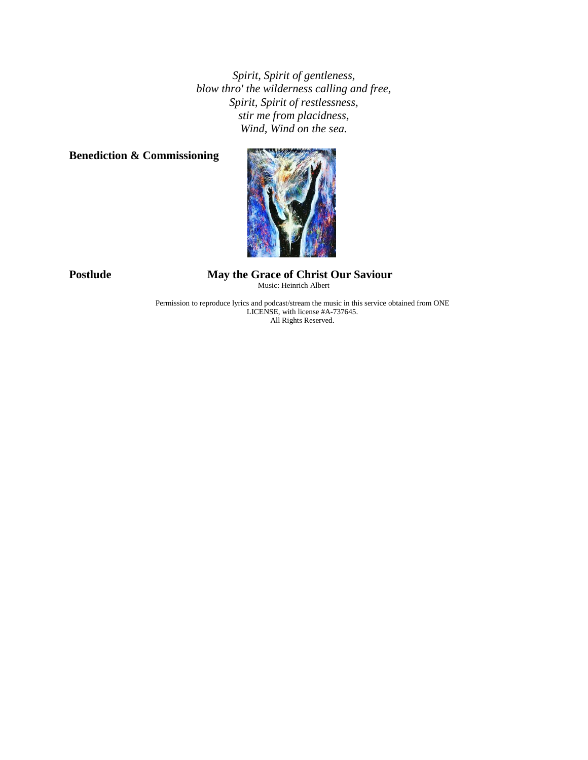*Spirit, Spirit of gentleness,*
*blow thro' the wilderness calling and free,*
*Spirit, Spirit of restlessness,*
*stir me from placidness,*
*Wind, Wind on the sea.*

**Benediction & Commissioning**

**Postlude** **May the Grace of Christ Our Saviour**

Music: Heinrich Albert

Permission to reproduce lyrics and podcast/stream the music in this service obtained from ONE LICENSE, with license #A-737645.
All Rights Reserved.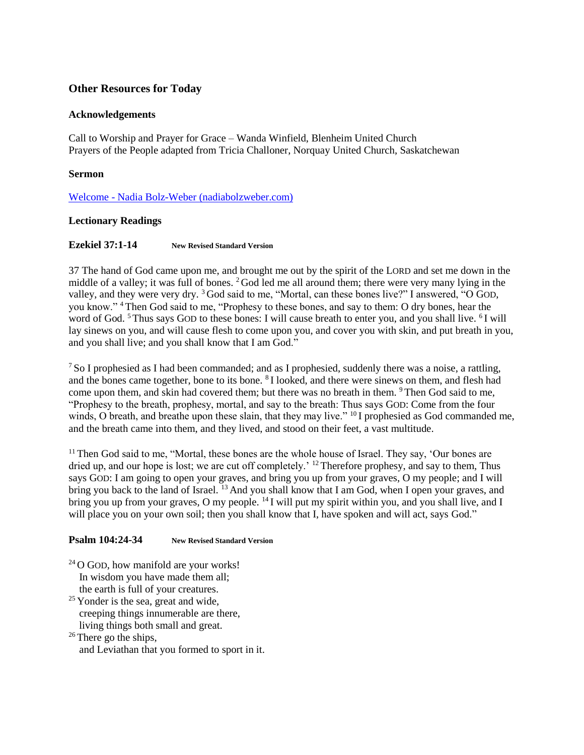## Other Resources for Today

### Acknowledgements

Call to Worship and Prayer for Grace – Wanda Winfield, Blenheim United Church
Prayers of the People adapted from Tricia Challoner, Norquay United Church, Saskatchewan

### Sermon

[Welcome - Nadia Bolz-Weber (nadiabolzweber.com)](nadiabolzweber.com)

### Lectionary Readings

**Ezekiel 37:1-14** **New Revised Standard Version**

37 The hand of God came upon me, and brought me out by the spirit of the LORD and set me down in the middle of a valley; it was full of bones. [2] God led me all around them; there were very many lying in the valley, and they were very dry. [3] God said to me, "Mortal, can these bones live?" I answered, "O GOD, you know." [4] Then God said to me, "Prophesy to these bones, and say to them: O dry bones, hear the word of God. [5] Thus says GOD to these bones: I will cause breath to enter you, and you shall live. [6] I will lay sinews on you, and will cause flesh to come upon you, and cover you with skin, and put breath in you, and you shall live; and you shall know that I am God."

[7] So I prophesied as I had been commanded; and as I prophesied, suddenly there was a noise, a rattling, and the bones came together, bone to its bone. [8] I looked, and there were sinews on them, and flesh had come upon them, and skin had covered them; but there was no breath in them. [9] Then God said to me, "Prophesy to the breath, prophesy, mortal, and say to the breath: Thus says GOD: Come from the four winds, O breath, and breathe upon these slain, that they may live." [10] I prophesied as God commanded me, and the breath came into them, and they lived, and stood on their feet, a vast multitude.

[11] Then God said to me, "Mortal, these bones are the whole house of Israel. They say, 'Our bones are dried up, and our hope is lost; we are cut off completely.' [12] Therefore prophesy, and say to them, Thus says GOD: I am going to open your graves, and bring you up from your graves, O my people; and I will bring you back to the land of Israel. [13] And you shall know that I am God, when I open your graves, and bring you up from your graves, O my people. [14] I will put my spirit within you, and you shall live, and I will place you on your own soil; then you shall know that I, have spoken and will act, says God."

**Psalm 104:24-34** **New Revised Standard Version**

[24] O GOD, how manifold are your works!
  In wisdom you have made them all;
  the earth is full of your creatures.
[25] Yonder is the sea, great and wide,
  creeping things innumerable are there,
  living things both small and great.
[26] There go the ships,
  and Leviathan that you formed to sport in it.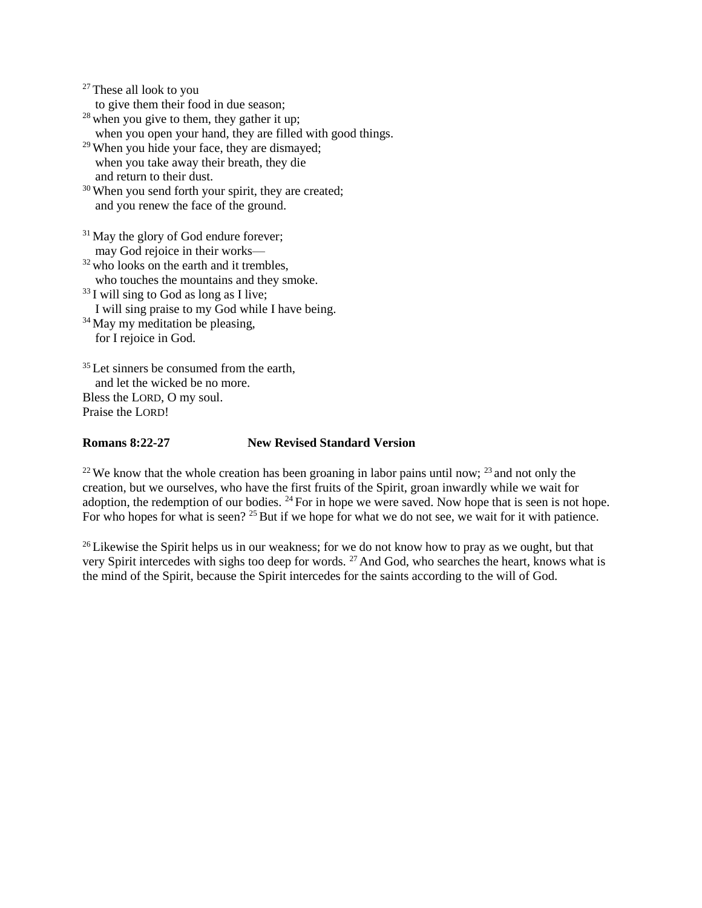[27] These all look to you
to give them their food in due season;
[28] when you give to them, they gather it up;
when you open your hand, they are filled with good things.
[29] When you hide your face, they are dismayed;
when you take away their breath, they die
and return to their dust.
[30] When you send forth your spirit, they are created;
and you renew the face of the ground.

[31] May the glory of God endure forever;
may God rejoice in their works—
[32] who looks on the earth and it trembles,
who touches the mountains and they smoke.
[33] I will sing to God as long as I live;
I will sing praise to my God while I have being.
[34] May my meditation be pleasing,
for I rejoice in God.

[35] Let sinners be consumed from the earth,
and let the wicked be no more.
Bless the LORD, O my soul.
Praise the LORD!

**Romans 8:22-27 New Revised Standard Version**

[22] We know that the whole creation has been groaning in labor pains until now; [23] and not only the creation, but we ourselves, who have the first fruits of the Spirit, groan inwardly while we wait for adoption, the redemption of our bodies. [24] For in hope we were saved. Now hope that is seen is not hope. For who hopes for what is seen? [25] But if we hope for what we do not see, we wait for it with patience.

[26] Likewise the Spirit helps us in our weakness; for we do not know how to pray as we ought, but that very Spirit intercedes with sighs too deep for words. [27] And God, who searches the heart, knows what is the mind of the Spirit, because the Spirit intercedes for the saints according to the will of God.